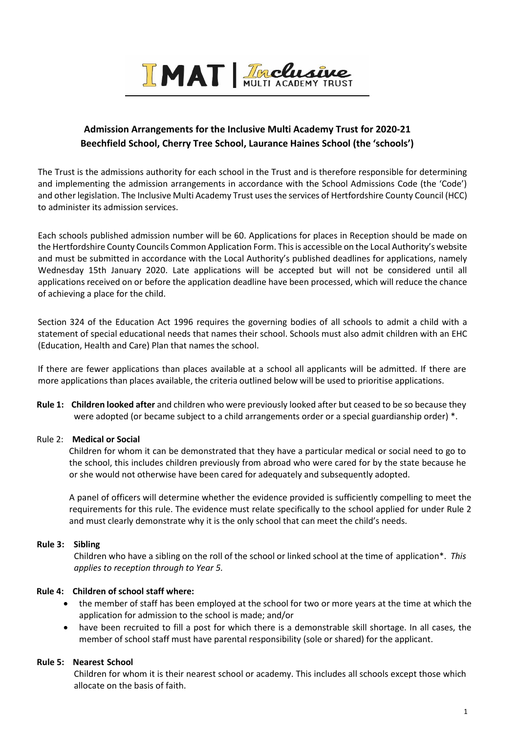IMAT | Inclusive MULTI ACADEMY TRUST

## Admission Arrangements for the Inclusive Multi Academy Trust for 2020-21
## Beechfield School, Cherry Tree School, Laurance Haines School (the 'schools')

The Trust is the admissions authority for each school in the Trust and is therefore responsible for determining and implementing the admission arrangements in accordance with the School Admissions Code (the 'Code') and other legislation. The Inclusive Multi Academy Trust uses the services of Hertfordshire County Council (HCC) to administer its admission services.

Each schools published admission number will be 60. Applications for places in Reception should be made on the Hertfordshire County Councils Common Application Form. This is accessible on the Local Authority's website and must be submitted in accordance with the Local Authority's published deadlines for applications, namely Wednesday 15th January 2020. Late applications will be accepted but will not be considered until all applications received on or before the application deadline have been processed, which will reduce the chance of achieving a place for the child.

Section 324 of the Education Act 1996 requires the governing bodies of all schools to admit a child with a statement of special educational needs that names their school. Schools must also admit children with an EHC (Education, Health and Care) Plan that names the school.

If there are fewer applications than places available at a school all applicants will be admitted. If there are more applications than places available, the criteria outlined below will be used to prioritise applications.

**Rule 1: Children looked after** and children who were previously looked after but ceased to be so because they were adopted (or became subject to a child arrangements order or a special guardianship order) *.

Rule 2: **Medical or Social**

Children for whom it can be demonstrated that they have a particular medical or social need to go to the school, this includes children previously from abroad who were cared for by the state because he or she would not otherwise have been cared for adequately and subsequently adopted.

A panel of officers will determine whether the evidence provided is sufficiently compelling to meet the requirements for this rule. The evidence must relate specifically to the school applied for under Rule 2 and must clearly demonstrate why it is the only school that can meet the child's needs.

**Rule 3: Sibling**

Children who have a sibling on the roll of the school or linked school at the time of application*. *This applies to reception through to Year 5.*

**Rule 4: Children of school staff where:**

- the member of staff has been employed at the school for two or more years at the time at which the application for admission to the school is made; and/or
- have been recruited to fill a post for which there is a demonstrable skill shortage. In all cases, the member of school staff must have parental responsibility (sole or shared) for the applicant.

**Rule 5: Nearest School**

Children for whom it is their nearest school or academy. This includes all schools except those which allocate on the basis of faith.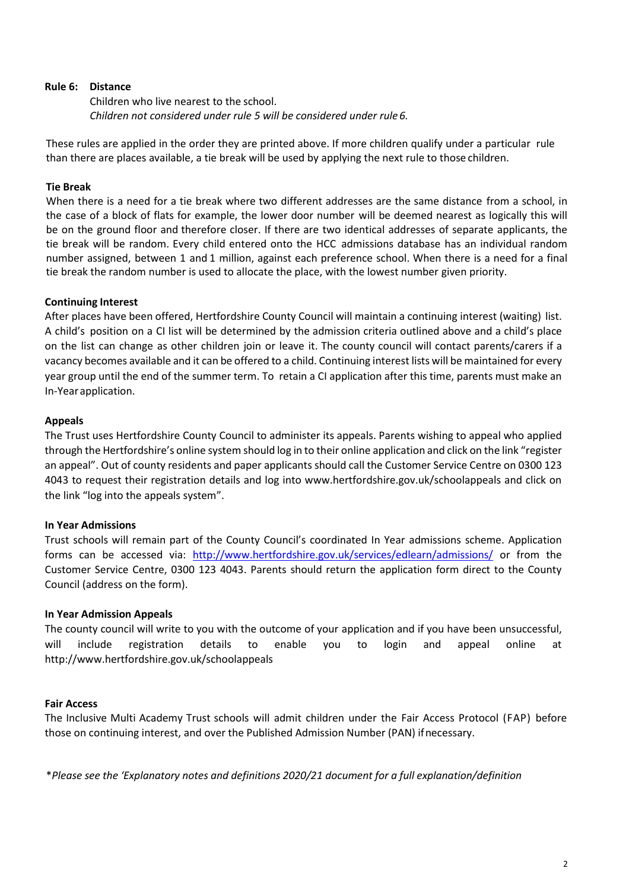**Rule 6: Distance**

Children who live nearest to the school.
*Children not considered under rule 5 will be considered under rule 6.*

These rules are applied in the order they are printed above. If more children qualify under a particular rule than there are places available, a tie break will be used by applying the next rule to those children.

**Tie Break**

When there is a need for a tie break where two different addresses are the same distance from a school, in the case of a block of flats for example, the lower door number will be deemed nearest as logically this will be on the ground floor and therefore closer. If there are two identical addresses of separate applicants, the tie break will be random. Every child entered onto the HCC admissions database has an individual random number assigned, between 1 and 1 million, against each preference school. When there is a need for a final tie break the random number is used to allocate the place, with the lowest number given priority.

**Continuing Interest**

After places have been offered, Hertfordshire County Council will maintain a continuing interest (waiting) list. A child's position on a CI list will be determined by the admission criteria outlined above and a child's place on the list can change as other children join or leave it. The county council will contact parents/carers if a vacancy becomes available and it can be offered to a child. Continuing interest lists will be maintained for every year group until the end of the summer term. To retain a CI application after this time, parents must make an In-Year application.

**Appeals**

The Trust uses Hertfordshire County Council to administer its appeals. Parents wishing to appeal who applied through the Hertfordshire's online system should log in to their online application and click on the link "register an appeal". Out of county residents and paper applicants should call the Customer Service Centre on 0300 123 4043 to request their registration details and log into www.hertfordshire.gov.uk/schoolappeals and click on the link "log into the appeals system".

**In Year Admissions**

Trust schools will remain part of the County Council's coordinated In Year admissions scheme. Application forms can be accessed via: [http://www.hertfordshire.gov.uk/services/edlearn/admissions/](http://www.hertfordshire.gov.uk/services/edlearn/admissions/) or from the Customer Service Centre, 0300 123 4043. Parents should return the application form direct to the County Council (address on the form).

**In Year Admission Appeals**

The county council will write to you with the outcome of your application and if you have been unsuccessful, will include registration details to enable you to login and appeal online at http://www.hertfordshire.gov.uk/schoolappeals

**Fair Access**

The Inclusive Multi Academy Trust schools will admit children under the Fair Access Protocol (FAP) before those on continuing interest, and over the Published Admission Number (PAN) if necessary.

*\*Please see the 'Explanatory notes and definitions 2020/21 document for a full explanation/definition*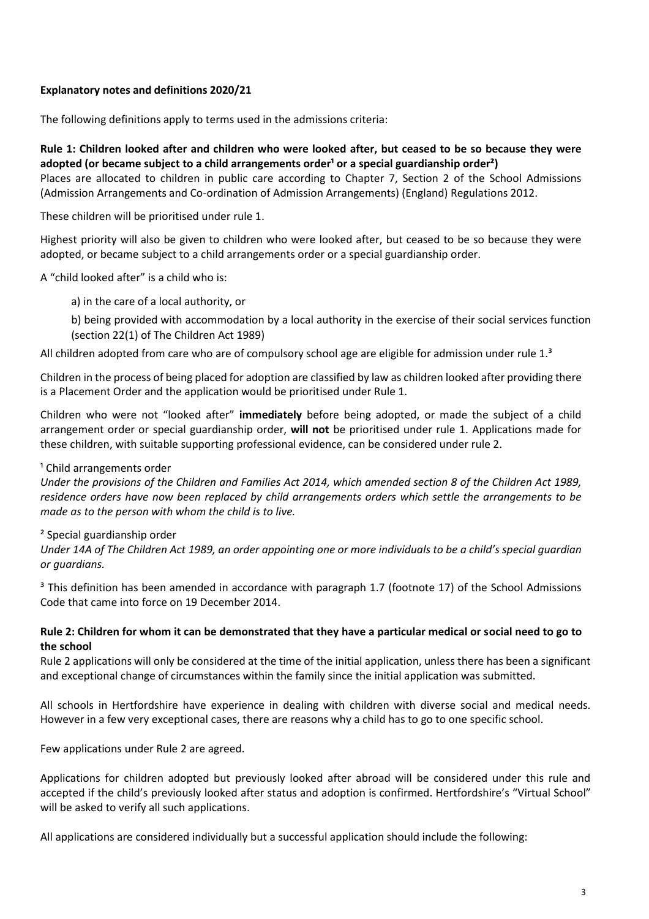**Explanatory notes and definitions 2020/21**

The following definitions apply to terms used in the admissions criteria:

**Rule 1: Children looked after and children who were looked after, but ceased to be so because they were adopted (or became subject to a child arrangements order[1] or a special guardianship order[2])**

Places are allocated to children in public care according to Chapter 7, Section 2 of the School Admissions (Admission Arrangements and Co-ordination of Admission Arrangements) (England) Regulations 2012.

These children will be prioritised under rule 1.

Highest priority will also be given to children who were looked after, but ceased to be so because they were adopted, or became subject to a child arrangements order or a special guardianship order.

A "child looked after" is a child who is:

a) in the care of a local authority, or

b) being provided with accommodation by a local authority in the exercise of their social services function (section 22(1) of The Children Act 1989)

All children adopted from care who are of compulsory school age are eligible for admission under rule 1.[3]

Children in the process of being placed for adoption are classified by law as children looked after providing there is a Placement Order and the application would be prioritised under Rule 1.

Children who were not "looked after" **immediately** before being adopted, or made the subject of a child arrangement order or special guardianship order, **will not** be prioritised under rule 1. Applications made for these children, with suitable supporting professional evidence, can be considered under rule 2.

[1] Child arrangements order
*Under the provisions of the Children and Families Act 2014, which amended section 8 of the Children Act 1989, residence orders have now been replaced by child arrangements orders which settle the arrangements to be made as to the person with whom the child is to live.*

[2] Special guardianship order
*Under 14A of The Children Act 1989, an order appointing one or more individuals to be a child's special guardian or guardians.*

[3] This definition has been amended in accordance with paragraph 1.7 (footnote 17) of the School Admissions Code that came into force on 19 December 2014.

**Rule 2: Children for whom it can be demonstrated that they have a particular medical or social need to go to the school**

Rule 2 applications will only be considered at the time of the initial application, unless there has been a significant and exceptional change of circumstances within the family since the initial application was submitted.

All schools in Hertfordshire have experience in dealing with children with diverse social and medical needs. However in a few very exceptional cases, there are reasons why a child has to go to one specific school.

Few applications under Rule 2 are agreed.

Applications for children adopted but previously looked after abroad will be considered under this rule and accepted if the child's previously looked after status and adoption is confirmed. Hertfordshire's "Virtual School" will be asked to verify all such applications.

All applications are considered individually but a successful application should include the following: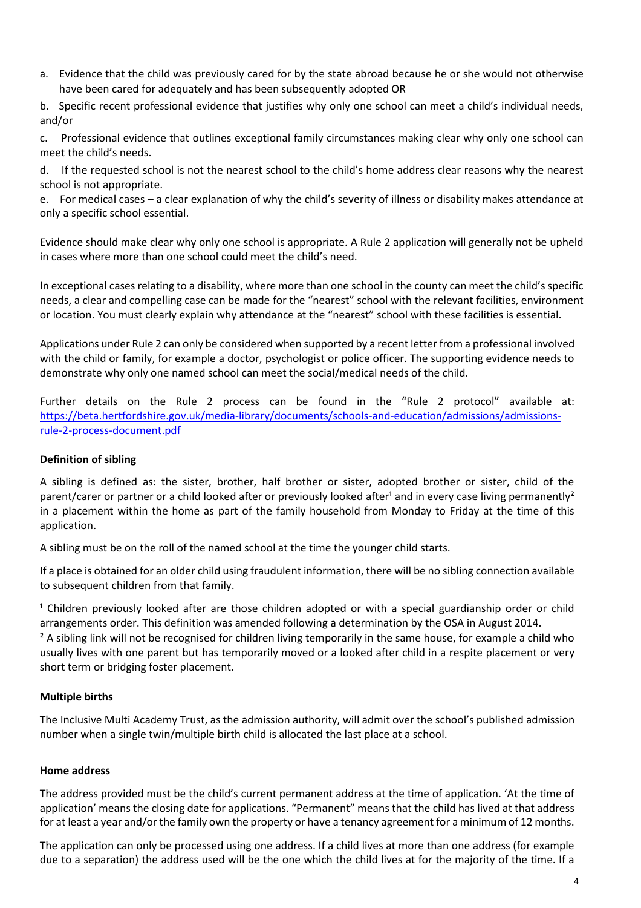a. Evidence that the child was previously cared for by the state abroad because he or she would not otherwise have been cared for adequately and has been subsequently adopted OR

b. Specific recent professional evidence that justifies why only one school can meet a child's individual needs, and/or

c. Professional evidence that outlines exceptional family circumstances making clear why only one school can meet the child's needs.

d. If the requested school is not the nearest school to the child's home address clear reasons why the nearest school is not appropriate.

e. For medical cases – a clear explanation of why the child's severity of illness or disability makes attendance at only a specific school essential.

Evidence should make clear why only one school is appropriate. A Rule 2 application will generally not be upheld in cases where more than one school could meet the child's need.

In exceptional cases relating to a disability, where more than one school in the county can meet the child's specific needs, a clear and compelling case can be made for the "nearest" school with the relevant facilities, environment or location. You must clearly explain why attendance at the "nearest" school with these facilities is essential.

Applications under Rule 2 can only be considered when supported by a recent letter from a professional involved with the child or family, for example a doctor, psychologist or police officer. The supporting evidence needs to demonstrate why only one named school can meet the social/medical needs of the child.

Further details on the Rule 2 process can be found in the "Rule 2 protocol" available at: [https://beta.hertfordshire.gov.uk/media-library/documents/schools-and-education/admissions/admissions-rule-2-process-document.pdf](https://beta.hertfordshire.gov.uk/media-library/documents/schools-and-education/admissions/admissions-rule-2-process-document.pdf)

**Definition of sibling**

A sibling is defined as: the sister, brother, half brother or sister, adopted brother or sister, child of the parent/carer or partner or a child looked after or previously looked after[1] and in every case living permanently[2] in a placement within the home as part of the family household from Monday to Friday at the time of this application.

A sibling must be on the roll of the named school at the time the younger child starts.

If a place is obtained for an older child using fraudulent information, there will be no sibling connection available to subsequent children from that family.

[1] Children previously looked after are those children adopted or with a special guardianship order or child arrangements order. This definition was amended following a determination by the OSA in August 2014.
[2] A sibling link will not be recognised for children living temporarily in the same house, for example a child who usually lives with one parent but has temporarily moved or a looked after child in a respite placement or very short term or bridging foster placement.

**Multiple births**

The Inclusive Multi Academy Trust, as the admission authority, will admit over the school's published admission number when a single twin/multiple birth child is allocated the last place at a school.

**Home address**

The address provided must be the child's current permanent address at the time of application. 'At the time of application' means the closing date for applications. "Permanent" means that the child has lived at that address for at least a year and/or the family own the property or have a tenancy agreement for a minimum of 12 months.

The application can only be processed using one address. If a child lives at more than one address (for example due to a separation) the address used will be the one which the child lives at for the majority of the time. If a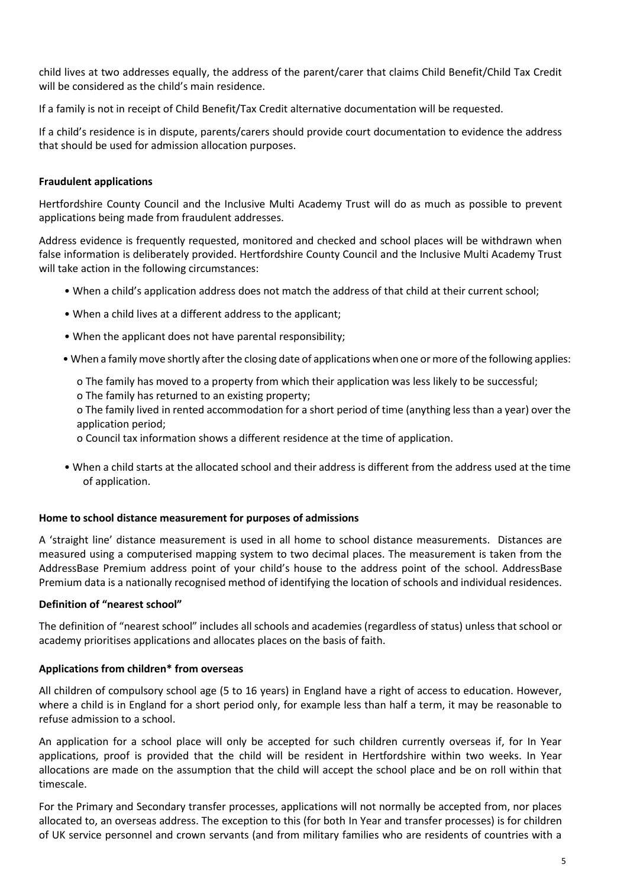child lives at two addresses equally, the address of the parent/carer that claims Child Benefit/Child Tax Credit will be considered as the child's main residence.

If a family is not in receipt of Child Benefit/Tax Credit alternative documentation will be requested.

If a child's residence is in dispute, parents/carers should provide court documentation to evidence the address that should be used for admission allocation purposes.

**Fraudulent applications**

Hertfordshire County Council and the Inclusive Multi Academy Trust will do as much as possible to prevent applications being made from fraudulent addresses.

Address evidence is frequently requested, monitored and checked and school places will be withdrawn when false information is deliberately provided. Hertfordshire County Council and the Inclusive Multi Academy Trust will take action in the following circumstances:

- When a child's application address does not match the address of that child at their current school;
- When a child lives at a different address to the applicant;
- When the applicant does not have parental responsibility;
- When a family move shortly after the closing date of applications when one or more of the following applies:
  - The family has moved to a property from which their application was less likely to be successful;
  - The family has returned to an existing property;
  - The family lived in rented accommodation for a short period of time (anything less than a year) over the application period;
  - Council tax information shows a different residence at the time of application.
- When a child starts at the allocated school and their address is different from the address used at the time of application.

**Home to school distance measurement for purposes of admissions**

A 'straight line' distance measurement is used in all home to school distance measurements. Distances are measured using a computerised mapping system to two decimal places. The measurement is taken from the AddressBase Premium address point of your child's house to the address point of the school. AddressBase Premium data is a nationally recognised method of identifying the location of schools and individual residences.

**Definition of "nearest school"**

The definition of "nearest school" includes all schools and academies (regardless of status) unless that school or academy prioritises applications and allocates places on the basis of faith.

**Applications from children* from overseas**

All children of compulsory school age (5 to 16 years) in England have a right of access to education. However, where a child is in England for a short period only, for example less than half a term, it may be reasonable to refuse admission to a school.

An application for a school place will only be accepted for such children currently overseas if, for In Year applications, proof is provided that the child will be resident in Hertfordshire within two weeks. In Year allocations are made on the assumption that the child will accept the school place and be on roll within that timescale.

For the Primary and Secondary transfer processes, applications will not normally be accepted from, nor places allocated to, an overseas address. The exception to this (for both In Year and transfer processes) is for children of UK service personnel and crown servants (and from military families who are residents of countries with a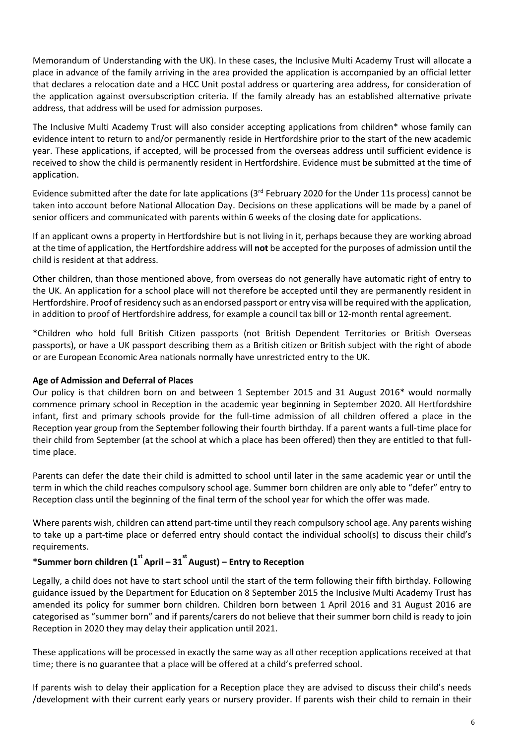Memorandum of Understanding with the UK). In these cases, the Inclusive Multi Academy Trust will allocate a place in advance of the family arriving in the area provided the application is accompanied by an official letter that declares a relocation date and a HCC Unit postal address or quartering area address, for consideration of the application against oversubscription criteria. If the family already has an established alternative private address, that address will be used for admission purposes.

The Inclusive Multi Academy Trust will also consider accepting applications from children* whose family can evidence intent to return to and/or permanently reside in Hertfordshire prior to the start of the new academic year. These applications, if accepted, will be processed from the overseas address until sufficient evidence is received to show the child is permanently resident in Hertfordshire. Evidence must be submitted at the time of application.

Evidence submitted after the date for late applications (3rd February 2020 for the Under 11s process) cannot be taken into account before National Allocation Day. Decisions on these applications will be made by a panel of senior officers and communicated with parents within 6 weeks of the closing date for applications.

If an applicant owns a property in Hertfordshire but is not living in it, perhaps because they are working abroad at the time of application, the Hertfordshire address will **not** be accepted for the purposes of admission until the child is resident at that address.

Other children, than those mentioned above, from overseas do not generally have automatic right of entry to the UK. An application for a school place will not therefore be accepted until they are permanently resident in Hertfordshire. Proof of residency such as an endorsed passport or entry visa will be required with the application, in addition to proof of Hertfordshire address, for example a council tax bill or 12-month rental agreement.

*Children who hold full British Citizen passports (not British Dependent Territories or British Overseas passports), or have a UK passport describing them as a British citizen or British subject with the right of abode or are European Economic Area nationals normally have unrestricted entry to the UK.

**Age of Admission and Deferral of Places**

Our policy is that children born on and between 1 September 2015 and 31 August 2016* would normally commence primary school in Reception in the academic year beginning in September 2020. All Hertfordshire infant, first and primary schools provide for the full-time admission of all children offered a place in the Reception year group from the September following their fourth birthday. If a parent wants a full-time place for their child from September (at the school at which a place has been offered) then they are entitled to that full-time place.

Parents can defer the date their child is admitted to school until later in the same academic year or until the term in which the child reaches compulsory school age. Summer born children are only able to "defer" entry to Reception class until the beginning of the final term of the school year for which the offer was made.

Where parents wish, children can attend part-time until they reach compulsory school age. Any parents wishing to take up a part-time place or deferred entry should contact the individual school(s) to discuss their child's requirements.

**\*Summer born children (1st April – 31st August) – Entry to Reception**

Legally, a child does not have to start school until the start of the term following their fifth birthday. Following guidance issued by the Department for Education on 8 September 2015 the Inclusive Multi Academy Trust has amended its policy for summer born children. Children born between 1 April 2016 and 31 August 2016 are categorised as "summer born" and if parents/carers do not believe that their summer born child is ready to join Reception in 2020 they may delay their application until 2021.

These applications will be processed in exactly the same way as all other reception applications received at that time; there is no guarantee that a place will be offered at a child's preferred school.

If parents wish to delay their application for a Reception place they are advised to discuss their child's needs /development with their current early years or nursery provider. If parents wish their child to remain in their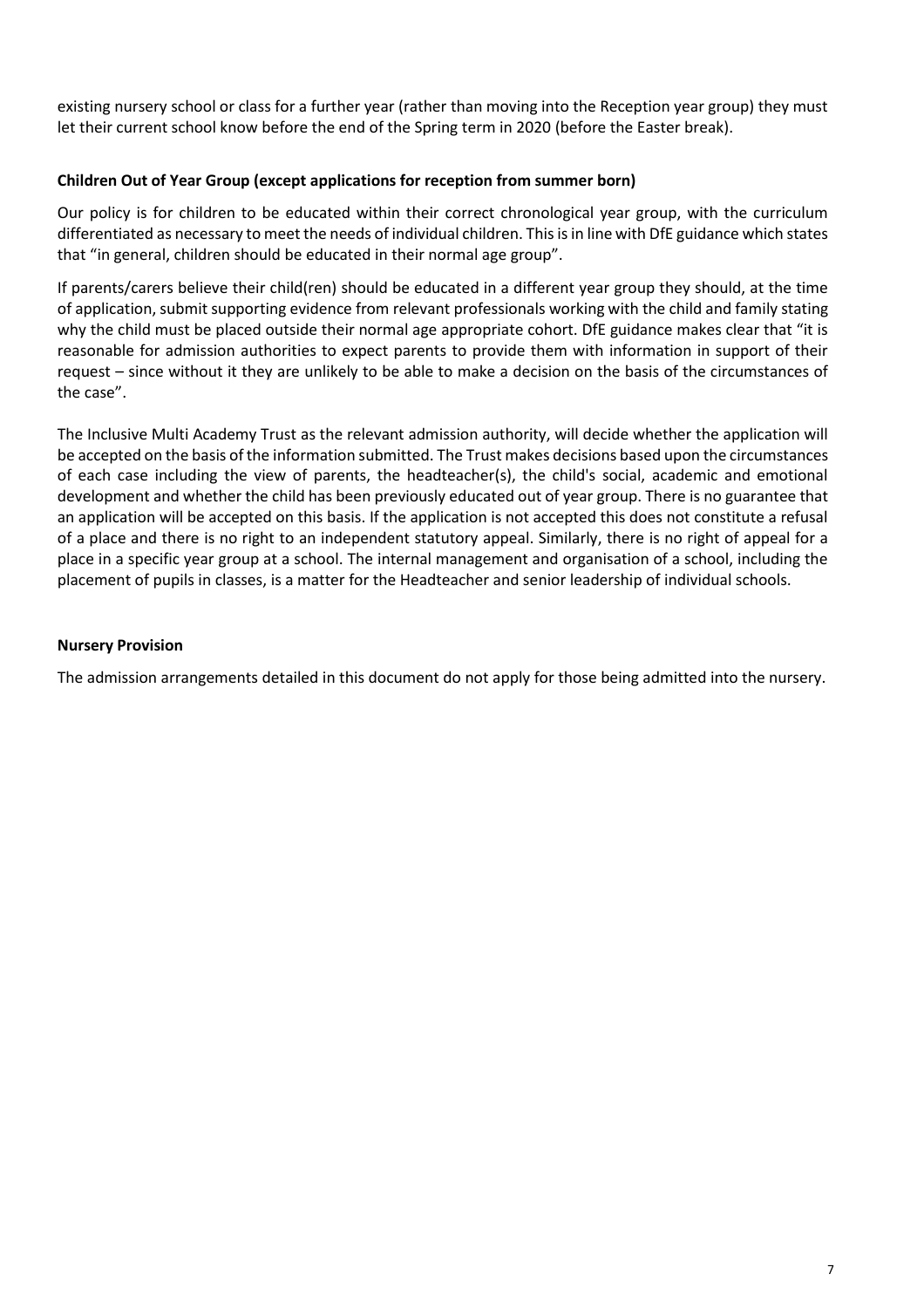existing nursery school or class for a further year (rather than moving into the Reception year group) they must let their current school know before the end of the Spring term in 2020 (before the Easter break).

**Children Out of Year Group (except applications for reception from summer born)**

Our policy is for children to be educated within their correct chronological year group, with the curriculum differentiated as necessary to meet the needs of individual children. This is in line with DfE guidance which states that "in general, children should be educated in their normal age group".

If parents/carers believe their child(ren) should be educated in a different year group they should, at the time of application, submit supporting evidence from relevant professionals working with the child and family stating why the child must be placed outside their normal age appropriate cohort. DfE guidance makes clear that "it is reasonable for admission authorities to expect parents to provide them with information in support of their request – since without it they are unlikely to be able to make a decision on the basis of the circumstances of the case".

The Inclusive Multi Academy Trust as the relevant admission authority, will decide whether the application will be accepted on the basis of the information submitted. The Trust makes decisions based upon the circumstances of each case including the view of parents, the headteacher(s), the child's social, academic and emotional development and whether the child has been previously educated out of year group. There is no guarantee that an application will be accepted on this basis. If the application is not accepted this does not constitute a refusal of a place and there is no right to an independent statutory appeal. Similarly, there is no right of appeal for a place in a specific year group at a school. The internal management and organisation of a school, including the placement of pupils in classes, is a matter for the Headteacher and senior leadership of individual schools.

**Nursery Provision**

The admission arrangements detailed in this document do not apply for those being admitted into the nursery.